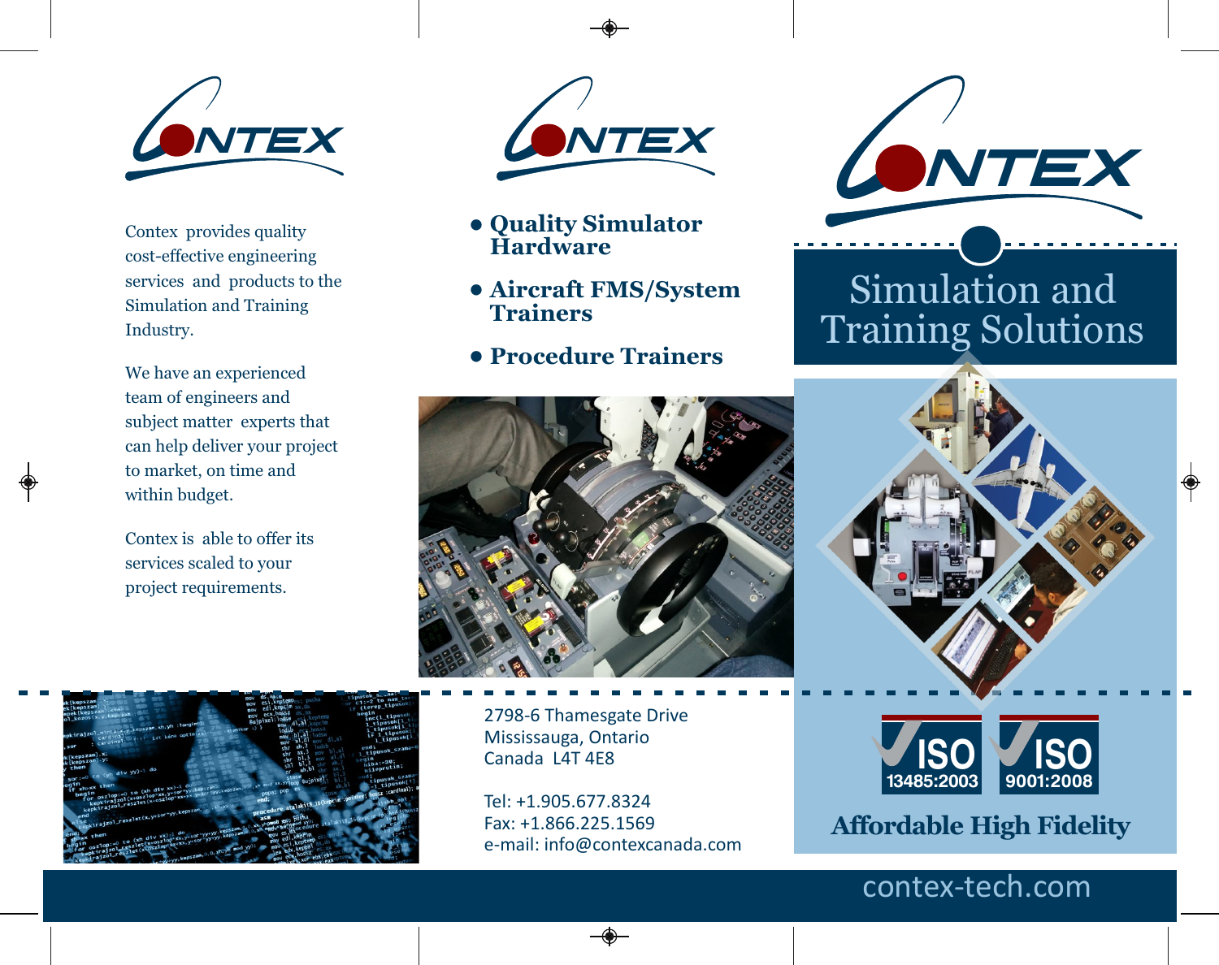# CONTEX

Contex provides quality cost-effective engineering services and products to the Simulation and Training Industry.

We have an experienced team of engineers and subject matter experts that can help deliver your project to market, on time and within budget.

Contex is able to offer its services scaled to your project requirements.

- **Quality Simulator Hardware**
- **Aircraft FMS/System Trainers**
- **Procedure Trainers**

2798-6 Thamesgate Drive
Mississauga, Ontario
Canada L4T 4E8

Tel: +1.905.677.8324
Fax: +1.866.225.1569
e-mail: info@contexcanada.com

# CONTEX

## Simulation and Training Solutions

ISO 13485:2003

ISO 9001:2008

**Affordable High Fidelity**

contex-tech.com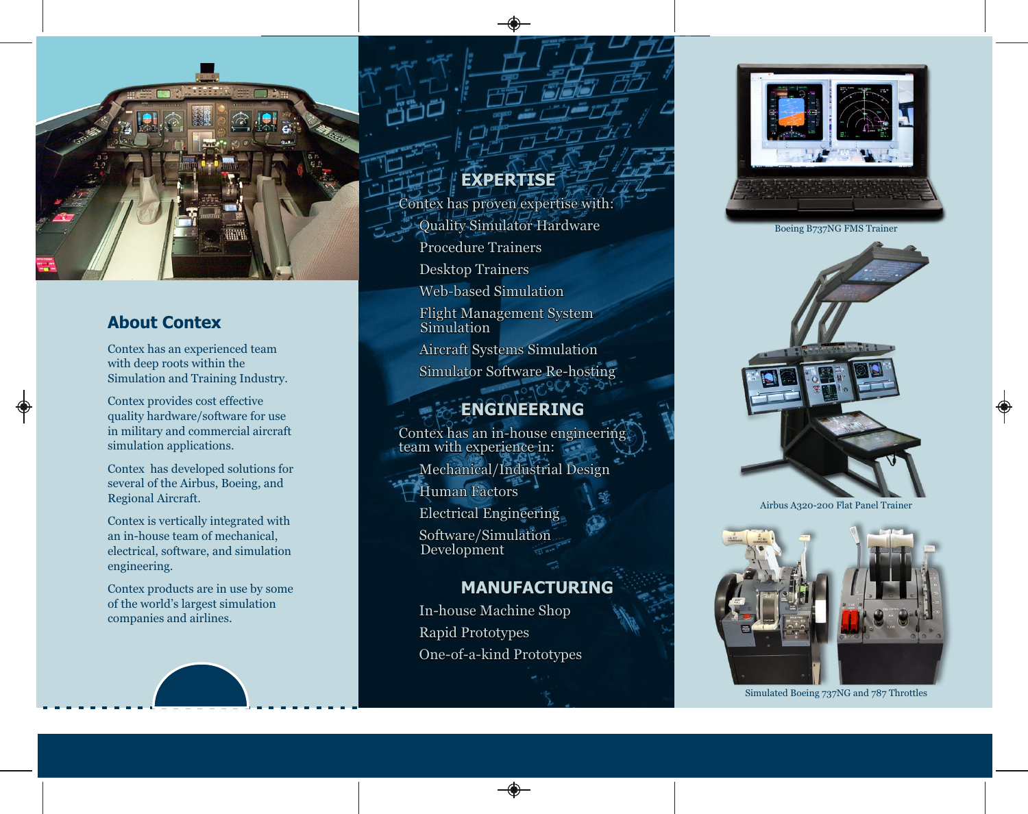## About Contex

Contex has an experienced team with deep roots within the Simulation and Training Industry.

Contex provides cost effective quality hardware/software for use in military and commercial aircraft simulation applications.

Contex has developed solutions for several of the Airbus, Boeing, and Regional Aircraft.

Contex is vertically integrated with an in-house team of mechanical, electrical, software, and simulation engineering.

Contex products are in use by some of the world's largest simulation companies and airlines.

## EXPERTISE

Contex has proven expertise with:

- Quality Simulator Hardware
- Procedure Trainers
- Desktop Trainers
- Web-based Simulation
- Flight Management System Simulation
- Aircraft Systems Simulation
- Simulator Software Re-hosting

## ENGINEERING

Contex has an in-house engineering team with experience in:

- Mechanical/Industrial Design
- Human Factors
- Electrical Engineering
- Software/Simulation Development

## MANUFACTURING

- In-house Machine Shop
- Rapid Prototypes
- One-of-a-kind Prototypes

Boeing B737NG FMS Trainer

Airbus A320-200 Flat Panel Trainer

Simulated Boeing 737NG and 787 Throttles